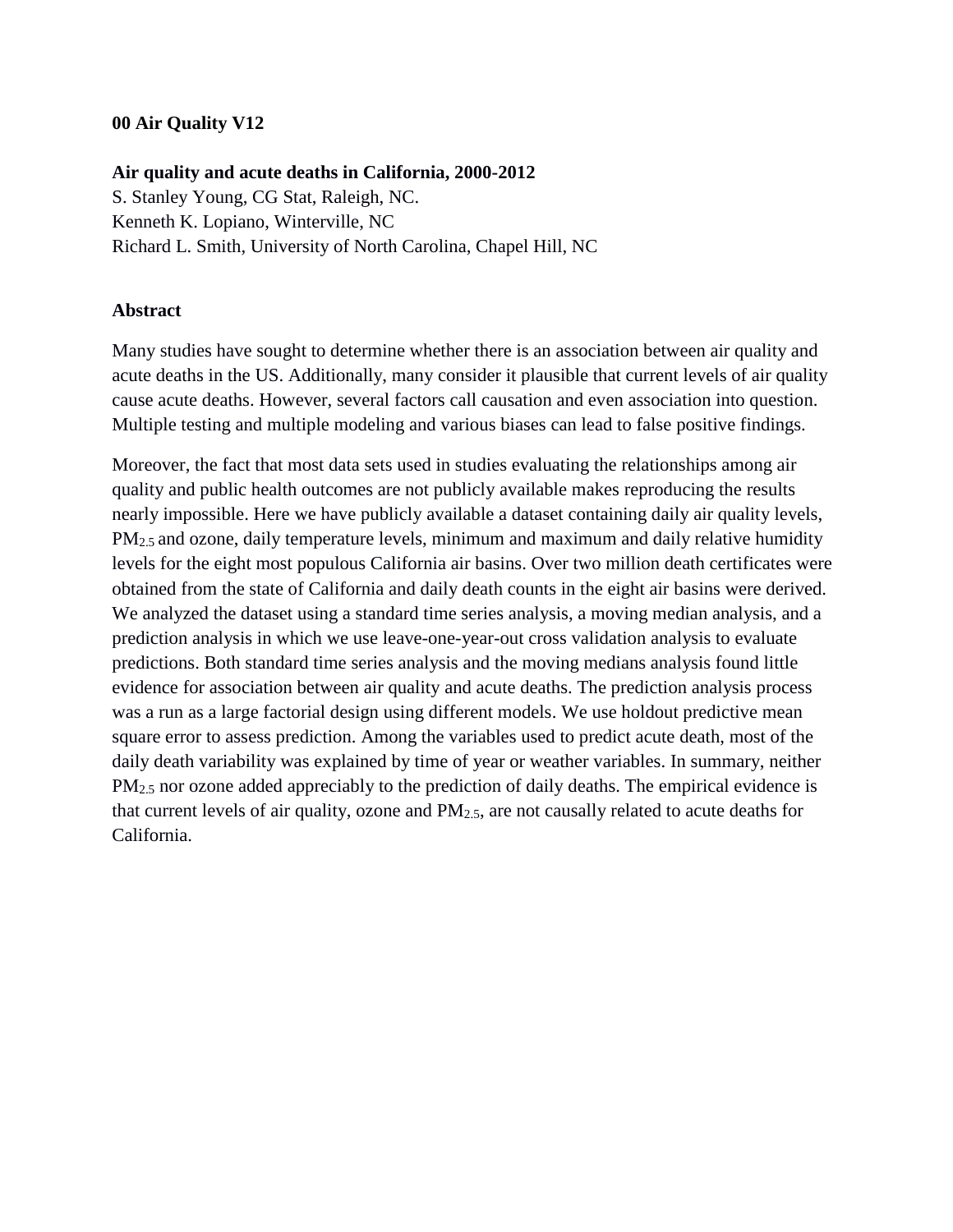**00 Air Quality V12**

**Air quality and acute deaths in California, 2000-2012**

S. Stanley Young, CG Stat, Raleigh, NC.
Kenneth K. Lopiano, Winterville, NC
Richard L. Smith, University of North Carolina, Chapel Hill, NC

## Abstract

Many studies have sought to determine whether there is an association between air quality and acute deaths in the US. Additionally, many consider it plausible that current levels of air quality cause acute deaths. However, several factors call causation and even association into question. Multiple testing and multiple modeling and various biases can lead to false positive findings.

Moreover, the fact that most data sets used in studies evaluating the relationships among air quality and public health outcomes are not publicly available makes reproducing the results nearly impossible. Here we have publicly available a dataset containing daily air quality levels, $PM_{2.5}$ and ozone, daily temperature levels, minimum and maximum and daily relative humidity levels for the eight most populous California air basins. Over two million death certificates were obtained from the state of California and daily death counts in the eight air basins were derived. We analyzed the dataset using a standard time series analysis, a moving median analysis, and a prediction analysis in which we use leave-one-year-out cross validation analysis to evaluate predictions. Both standard time series analysis and the moving medians analysis found little evidence for association between air quality and acute deaths. The prediction analysis process was a run as a large factorial design using different models. We use holdout predictive mean square error to assess prediction. Among the variables used to predict acute death, most of the daily death variability was explained by time of year or weather variables. In summary, neither $PM_{2.5}$ nor ozone added appreciably to the prediction of daily deaths. The empirical evidence is that current levels of air quality, ozone and $PM_{2.5}$, are not causally related to acute deaths for California.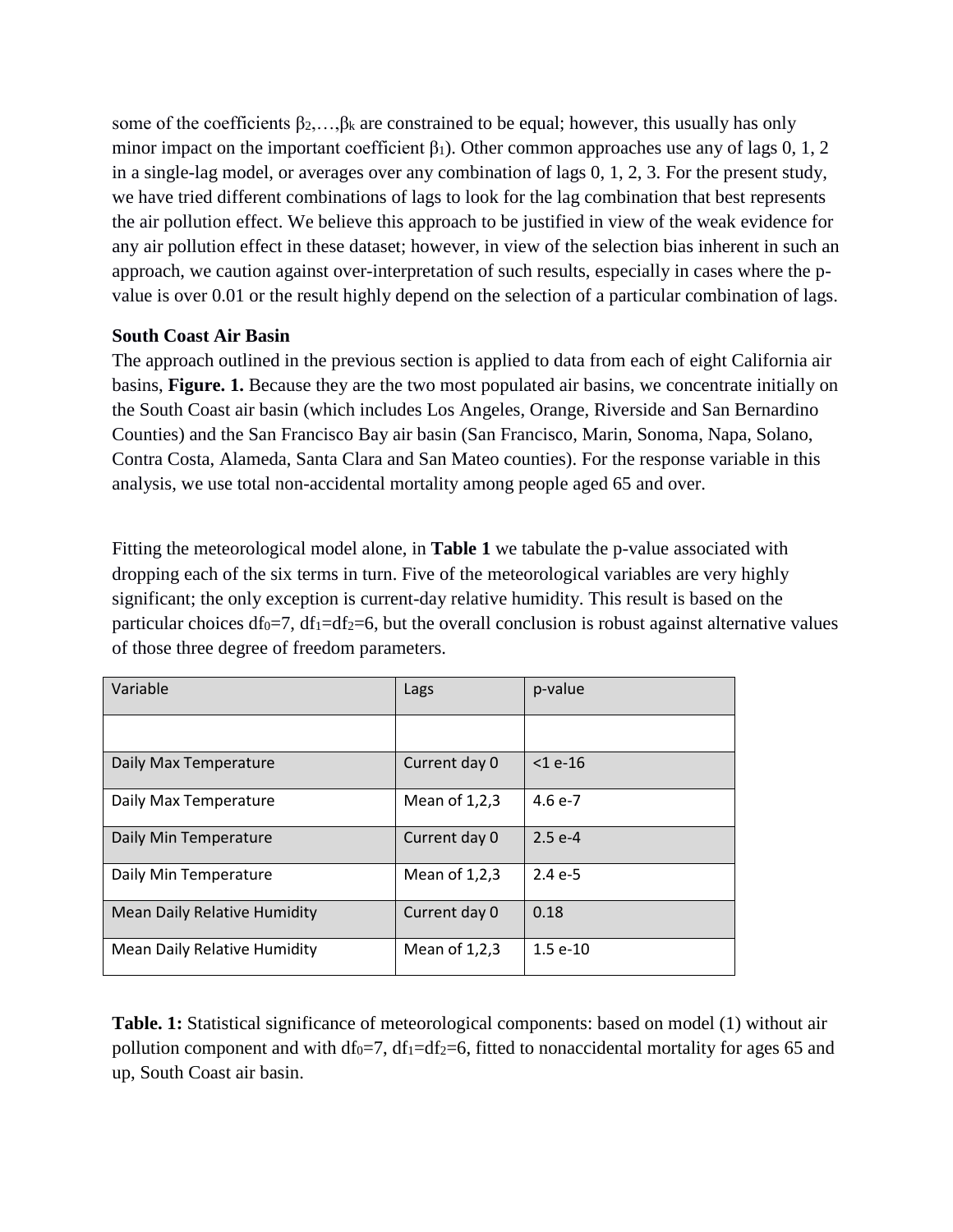some of the coefficients $\beta_2,\ldots,\beta_k$ are constrained to be equal; however, this usually has only minor impact on the important coefficient $\beta_1$). Other common approaches use any of lags 0, 1, 2 in a single-lag model, or averages over any combination of lags 0, 1, 2, 3. For the present study, we have tried different combinations of lags to look for the lag combination that best represents the air pollution effect. We believe this approach to be justified in view of the weak evidence for any air pollution effect in these dataset; however, in view of the selection bias inherent in such an approach, we caution against over-interpretation of such results, especially in cases where the p-value is over 0.01 or the result highly depend on the selection of a particular combination of lags.

**South Coast Air Basin**

The approach outlined in the previous section is applied to data from each of eight California air basins, **Figure. 1.** Because they are the two most populated air basins, we concentrate initially on the South Coast air basin (which includes Los Angeles, Orange, Riverside and San Bernardino Counties) and the San Francisco Bay air basin (San Francisco, Marin, Sonoma, Napa, Solano, Contra Costa, Alameda, Santa Clara and San Mateo counties). For the response variable in this analysis, we use total non-accidental mortality among people aged 65 and over.

Fitting the meteorological model alone, in **Table 1** we tabulate the p-value associated with dropping each of the six terms in turn. Five of the meteorological variables are very highly significant; the only exception is current-day relative humidity. This result is based on the particular choices $df_0=7$, $df_1=df_2=6$, but the overall conclusion is robust against alternative values of those three degree of freedom parameters.

| Variable | Lags | p-value |
|---|---|---|
| | | |
| Daily Max Temperature | Current day 0 | <1 e-16 |
| Daily Max Temperature | Mean of 1,2,3 | 4.6 e-7 |
| Daily Min Temperature | Current day 0 | 2.5 e-4 |
| Daily Min Temperature | Mean of 1,2,3 | 2.4 e-5 |
| Mean Daily Relative Humidity | Current day 0 | 0.18 |
| Mean Daily Relative Humidity | Mean of 1,2,3 | 1.5 e-10 |

**Table. 1:** Statistical significance of meteorological components: based on model (1) without air pollution component and with $df_0=7$, $df_1=df_2=6$, fitted to nonaccidental mortality for ages 65 and up, South Coast air basin.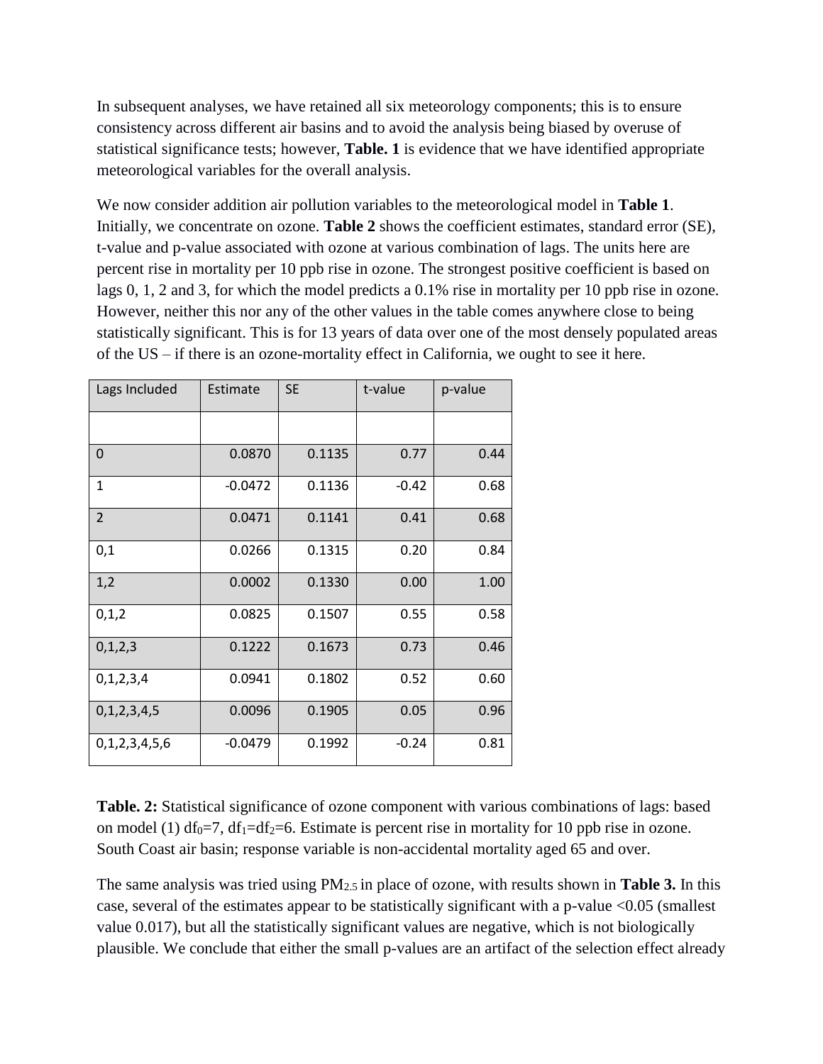In subsequent analyses, we have retained all six meteorology components; this is to ensure consistency across different air basins and to avoid the analysis being biased by overuse of statistical significance tests; however, **Table. 1** is evidence that we have identified appropriate meteorological variables for the overall analysis.

We now consider addition air pollution variables to the meteorological model in **Table 1**. Initially, we concentrate on ozone. **Table 2** shows the coefficient estimates, standard error (SE), t-value and p-value associated with ozone at various combination of lags. The units here are percent rise in mortality per 10 ppb rise in ozone. The strongest positive coefficient is based on lags 0, 1, 2 and 3, for which the model predicts a 0.1% rise in mortality per 10 ppb rise in ozone. However, neither this nor any of the other values in the table comes anywhere close to being statistically significant. This is for 13 years of data over one of the most densely populated areas of the US – if there is an ozone-mortality effect in California, we ought to see it here.

| Lags Included | Estimate | SE | t-value | p-value |
|---|---|---|---|---|
| | | | | |
| 0 | 0.0870 | 0.1135 | 0.77 | 0.44 |
| 1 | -0.0472 | 0.1136 | -0.42 | 0.68 |
| 2 | 0.0471 | 0.1141 | 0.41 | 0.68 |
| 0,1 | 0.0266 | 0.1315 | 0.20 | 0.84 |
| 1,2 | 0.0002 | 0.1330 | 0.00 | 1.00 |
| 0,1,2 | 0.0825 | 0.1507 | 0.55 | 0.58 |
| 0,1,2,3 | 0.1222 | 0.1673 | 0.73 | 0.46 |
| 0,1,2,3,4 | 0.0941 | 0.1802 | 0.52 | 0.60 |
| 0,1,2,3,4,5 | 0.0096 | 0.1905 | 0.05 | 0.96 |
| 0,1,2,3,4,5,6 | -0.0479 | 0.1992 | -0.24 | 0.81 |

**Table. 2:** Statistical significance of ozone component with various combinations of lags: based on model (1) $df_0=7$, $df_1=df_2=6$. Estimate is percent rise in mortality for 10 ppb rise in ozone. South Coast air basin; response variable is non-accidental mortality aged 65 and over.

The same analysis was tried using $PM_{2.5}$ in place of ozone, with results shown in **Table 3.** In this case, several of the estimates appear to be statistically significant with a p-value <0.05 (smallest value 0.017), but all the statistically significant values are negative, which is not biologically plausible. We conclude that either the small p-values are an artifact of the selection effect already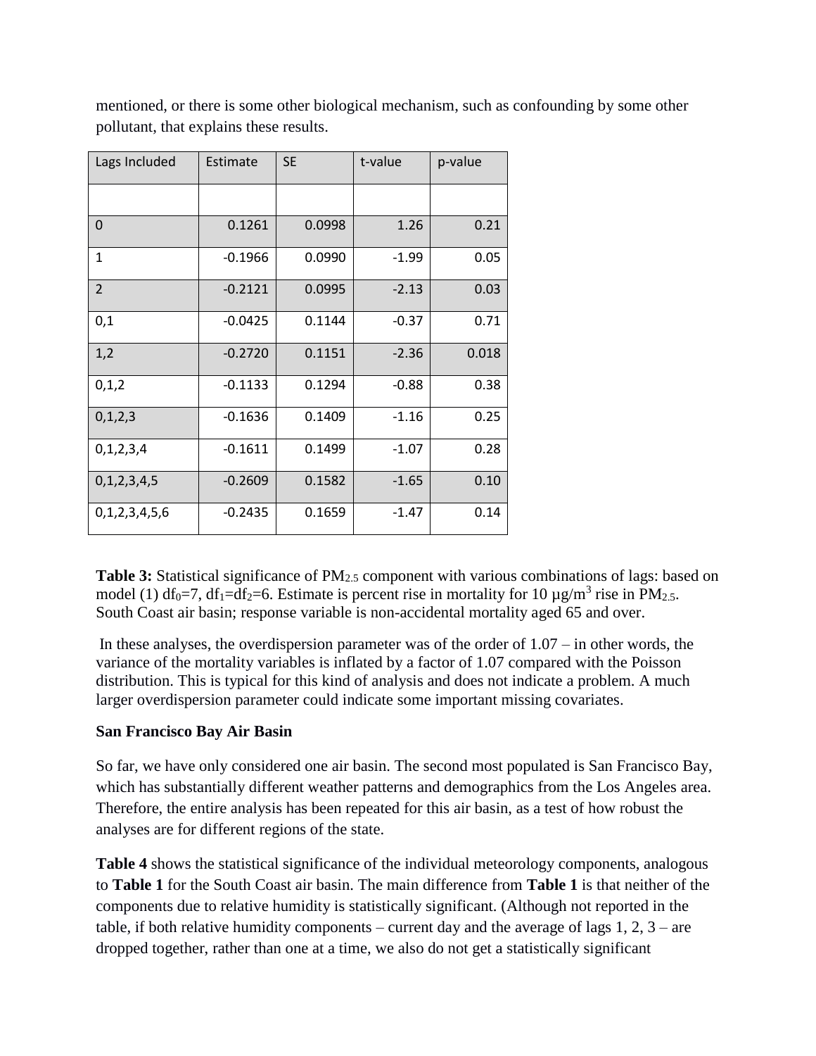mentioned, or there is some other biological mechanism, such as confounding by some other pollutant, that explains these results.

| Lags Included | Estimate | SE | t-value | p-value |
|---|---|---|---|---|
| | | | | |
| 0 | 0.1261 | 0.0998 | 1.26 | 0.21 |
| 1 | -0.1966 | 0.0990 | -1.99 | 0.05 |
| 2 | -0.2121 | 0.0995 | -2.13 | 0.03 |
| 0,1 | -0.0425 | 0.1144 | -0.37 | 0.71 |
| 1,2 | -0.2720 | 0.1151 | -2.36 | 0.018 |
| 0,1,2 | -0.1133 | 0.1294 | -0.88 | 0.38 |
| 0,1,2,3 | -0.1636 | 0.1409 | -1.16 | 0.25 |
| 0,1,2,3,4 | -0.1611 | 0.1499 | -1.07 | 0.28 |
| 0,1,2,3,4,5 | -0.2609 | 0.1582 | -1.65 | 0.10 |
| 0,1,2,3,4,5,6 | -0.2435 | 0.1659 | -1.47 | 0.14 |

**Table 3:** Statistical significance of $PM_{2.5}$ component with various combinations of lags: based on model (1) $df_0=7$, $df_1=df_2=6$. Estimate is percent rise in mortality for 10 μg/$m^3$ rise in $PM_{2.5}$. South Coast air basin; response variable is non-accidental mortality aged 65 and over.

In these analyses, the overdispersion parameter was of the order of 1.07 – in other words, the variance of the mortality variables is inflated by a factor of 1.07 compared with the Poisson distribution. This is typical for this kind of analysis and does not indicate a problem. A much larger overdispersion parameter could indicate some important missing covariates.

**San Francisco Bay Air Basin**

So far, we have only considered one air basin. The second most populated is San Francisco Bay, which has substantially different weather patterns and demographics from the Los Angeles area. Therefore, the entire analysis has been repeated for this air basin, as a test of how robust the analyses are for different regions of the state.

**Table 4** shows the statistical significance of the individual meteorology components, analogous to **Table 1** for the South Coast air basin. The main difference from **Table 1** is that neither of the components due to relative humidity is statistically significant. (Although not reported in the table, if both relative humidity components – current day and the average of lags 1, 2, 3 – are dropped together, rather than one at a time, we also do not get a statistically significant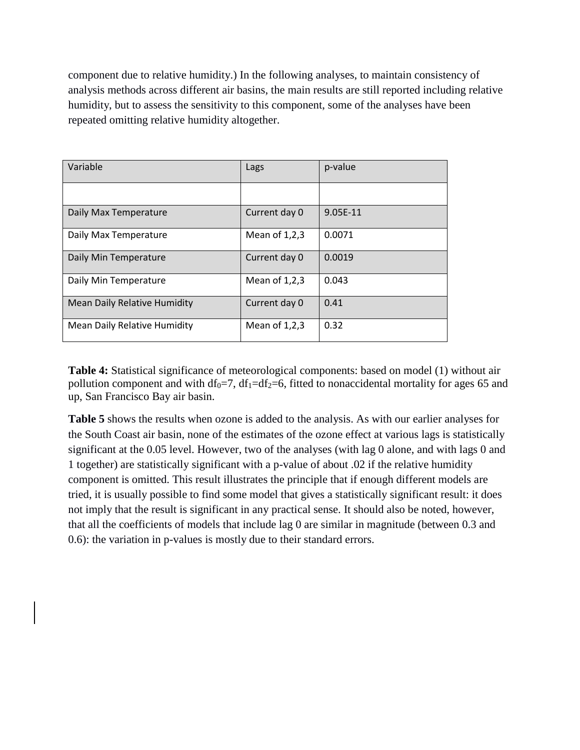component due to relative humidity.) In the following analyses, to maintain consistency of analysis methods across different air basins, the main results are still reported including relative humidity, but to assess the sensitivity to this component, some of the analyses have been repeated omitting relative humidity altogether.

| Variable | Lags | p-value |
| --- | --- | --- |
| | | |
| Daily Max Temperature | Current day 0 | 9.05E-11 |
| Daily Max Temperature | Mean of 1,2,3 | 0.0071 |
| Daily Min Temperature | Current day 0 | 0.0019 |
| Daily Min Temperature | Mean of 1,2,3 | 0.043 |
| Mean Daily Relative Humidity | Current day 0 | 0.41 |
| Mean Daily Relative Humidity | Mean of 1,2,3 | 0.32 |

**Table 4:** Statistical significance of meteorological components: based on model (1) without air pollution component and with $df_0=7$, $df_1=df_2=6$, fitted to nonaccidental mortality for ages 65 and up, San Francisco Bay air basin.

**Table 5** shows the results when ozone is added to the analysis. As with our earlier analyses for the South Coast air basin, none of the estimates of the ozone effect at various lags is statistically significant at the 0.05 level. However, two of the analyses (with lag 0 alone, and with lags 0 and 1 together) are statistically significant with a p-value of about .02 if the relative humidity component is omitted. This result illustrates the principle that if enough different models are tried, it is usually possible to find some model that gives a statistically significant result: it does not imply that the result is significant in any practical sense. It should also be noted, however, that all the coefficients of models that include lag 0 are similar in magnitude (between 0.3 and 0.6): the variation in p-values is mostly due to their standard errors.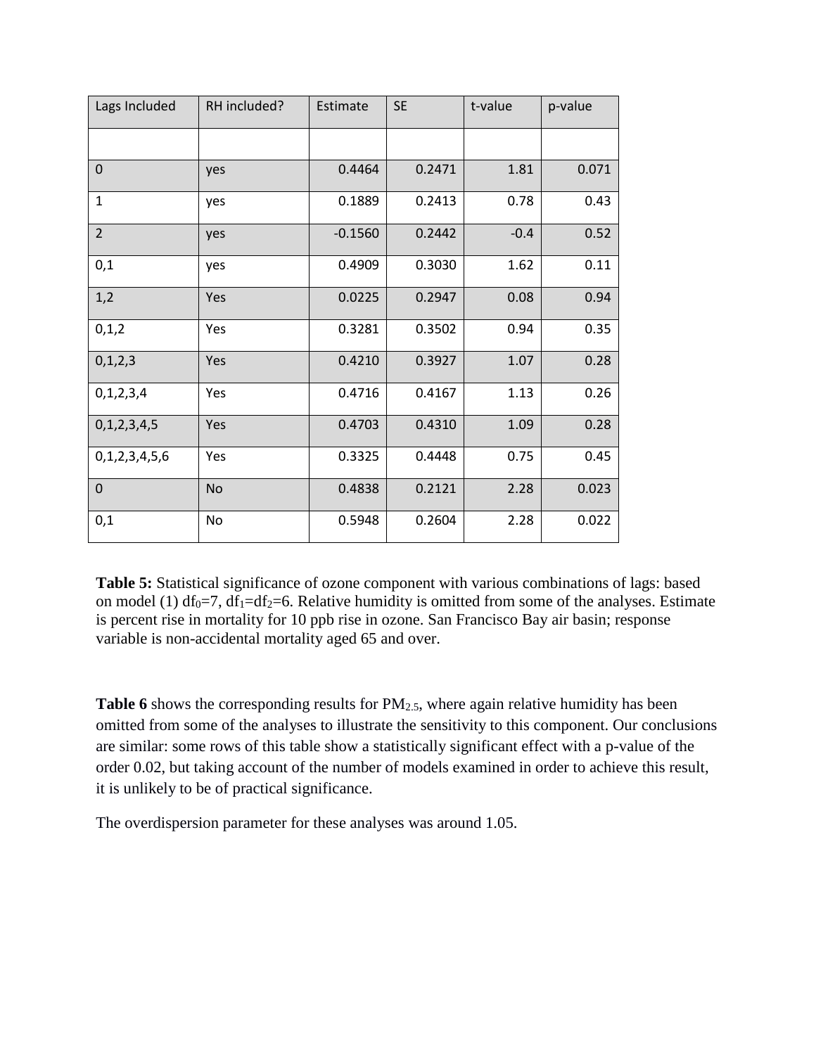| Lags Included | RH included? | Estimate | SE | t-value | p-value |
|---|---|---|---|---|---|
| | | | | | |
| 0 | yes | 0.4464 | 0.2471 | 1.81 | 0.071 |
| 1 | yes | 0.1889 | 0.2413 | 0.78 | 0.43 |
| 2 | yes | -0.1560 | 0.2442 | -0.4 | 0.52 |
| 0,1 | yes | 0.4909 | 0.3030 | 1.62 | 0.11 |
| 1,2 | Yes | 0.0225 | 0.2947 | 0.08 | 0.94 |
| 0,1,2 | Yes | 0.3281 | 0.3502 | 0.94 | 0.35 |
| 0,1,2,3 | Yes | 0.4210 | 0.3927 | 1.07 | 0.28 |
| 0,1,2,3,4 | Yes | 0.4716 | 0.4167 | 1.13 | 0.26 |
| 0,1,2,3,4,5 | Yes | 0.4703 | 0.4310 | 1.09 | 0.28 |
| 0,1,2,3,4,5,6 | Yes | 0.3325 | 0.4448 | 0.75 | 0.45 |
| 0 | No | 0.4838 | 0.2121 | 2.28 | 0.023 |
| 0,1 | No | 0.5948 | 0.2604 | 2.28 | 0.022 |

**Table 5:** Statistical significance of ozone component with various combinations of lags: based on model (1) $df_0=7$, $df_1=df_2=6$. Relative humidity is omitted from some of the analyses. Estimate is percent rise in mortality for 10 ppb rise in ozone. San Francisco Bay air basin; response variable is non-accidental mortality aged 65 and over.

**Table 6** shows the corresponding results for $PM_{2.5}$, where again relative humidity has been omitted from some of the analyses to illustrate the sensitivity to this component. Our conclusions are similar: some rows of this table show a statistically significant effect with a p-value of the order 0.02, but taking account of the number of models examined in order to achieve this result, it is unlikely to be of practical significance.

The overdispersion parameter for these analyses was around 1.05.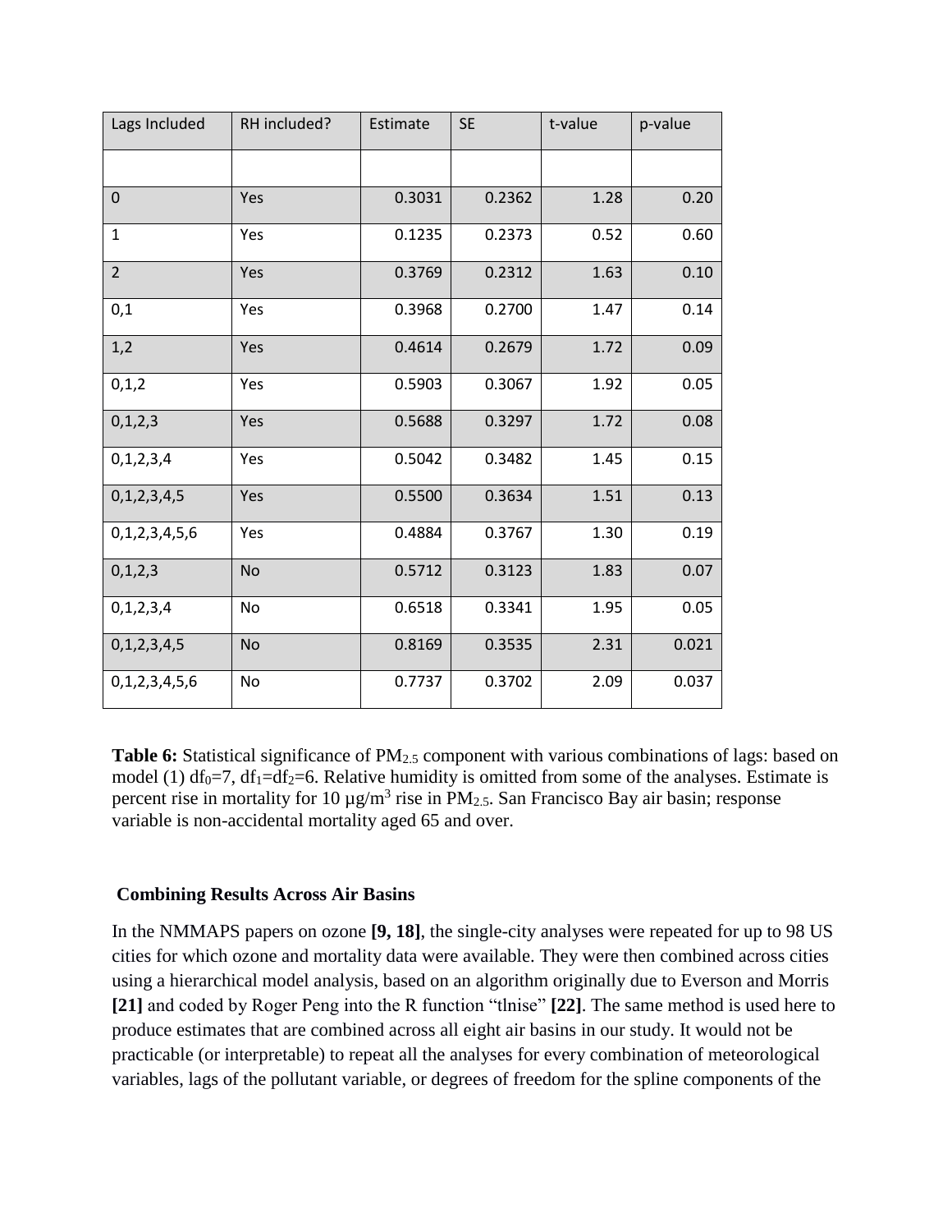| Lags Included | RH included? | Estimate | SE | t-value | p-value |
| --- | --- | --- | --- | --- | --- |
| | | | | | |
| 0 | Yes | 0.3031 | 0.2362 | 1.28 | 0.20 |
| 1 | Yes | 0.1235 | 0.2373 | 0.52 | 0.60 |
| 2 | Yes | 0.3769 | 0.2312 | 1.63 | 0.10 |
| 0,1 | Yes | 0.3968 | 0.2700 | 1.47 | 0.14 |
| 1,2 | Yes | 0.4614 | 0.2679 | 1.72 | 0.09 |
| 0,1,2 | Yes | 0.5903 | 0.3067 | 1.92 | 0.05 |
| 0,1,2,3 | Yes | 0.5688 | 0.3297 | 1.72 | 0.08 |
| 0,1,2,3,4 | Yes | 0.5042 | 0.3482 | 1.45 | 0.15 |
| 0,1,2,3,4,5 | Yes | 0.5500 | 0.3634 | 1.51 | 0.13 |
| 0,1,2,3,4,5,6 | Yes | 0.4884 | 0.3767 | 1.30 | 0.19 |
| 0,1,2,3 | No | 0.5712 | 0.3123 | 1.83 | 0.07 |
| 0,1,2,3,4 | No | 0.6518 | 0.3341 | 1.95 | 0.05 |
| 0,1,2,3,4,5 | No | 0.8169 | 0.3535 | 2.31 | 0.021 |
| 0,1,2,3,4,5,6 | No | 0.7737 | 0.3702 | 2.09 | 0.037 |

**Table 6:** Statistical significance of $PM_{2.5}$ component with various combinations of lags: based on model (1) $df_0=7$, $df_1=df_2=6$. Relative humidity is omitted from some of the analyses. Estimate is percent rise in mortality for 10 µg/m$^3$ rise in $PM_{2.5}$. San Francisco Bay air basin; response variable is non-accidental mortality aged 65 and over.

### Combining Results Across Air Basins

In the NMMAPS papers on ozone **[9, 18]**, the single-city analyses were repeated for up to 98 US cities for which ozone and mortality data were available. They were then combined across cities using a hierarchical model analysis, based on an algorithm originally due to Everson and Morris **[21]** and coded by Roger Peng into the R function "tlnise" **[22]**. The same method is used here to produce estimates that are combined across all eight air basins in our study. It would not be practicable (or interpretable) to repeat all the analyses for every combination of meteorological variables, lags of the pollutant variable, or degrees of freedom for the spline components of the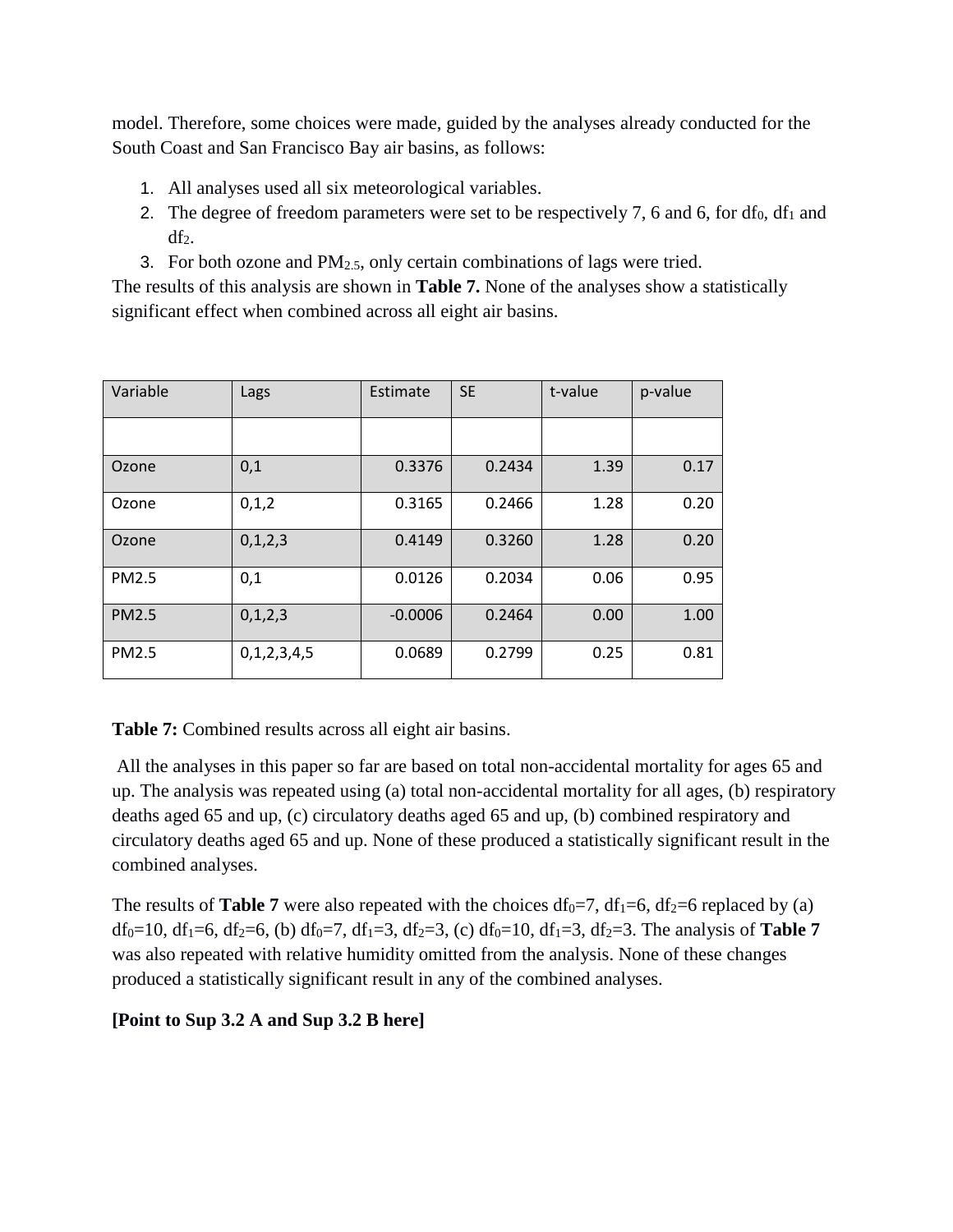model. Therefore, some choices were made, guided by the analyses already conducted for the South Coast and San Francisco Bay air basins, as follows:

1. All analyses used all six meteorological variables.
2. The degree of freedom parameters were set to be respectively 7, 6 and 6, for $df_0$, $df_1$ and $df_2$.
3. For both ozone and $PM_{2.5}$, only certain combinations of lags were tried.

The results of this analysis are shown in **Table 7.** None of the analyses show a statistically significant effect when combined across all eight air basins.

| Variable | Lags | Estimate | SE | t-value | p-value |
|---|---|---|---|---|---|
| | | | | | |
| Ozone | 0,1 | 0.3376 | 0.2434 | 1.39 | 0.17 |
| Ozone | 0,1,2 | 0.3165 | 0.2466 | 1.28 | 0.20 |
| Ozone | 0,1,2,3 | 0.4149 | 0.3260 | 1.28 | 0.20 |
| PM2.5 | 0,1 | 0.0126 | 0.2034 | 0.06 | 0.95 |
| PM2.5 | 0,1,2,3 | -0.0006 | 0.2464 | 0.00 | 1.00 |
| PM2.5 | 0,1,2,3,4,5 | 0.0689 | 0.2799 | 0.25 | 0.81 |

**Table 7:** Combined results across all eight air basins.

All the analyses in this paper so far are based on total non-accidental mortality for ages 65 and up. The analysis was repeated using (a) total non-accidental mortality for all ages, (b) respiratory deaths aged 65 and up, (c) circulatory deaths aged 65 and up, (b) combined respiratory and circulatory deaths aged 65 and up. None of these produced a statistically significant result in the combined analyses.

The results of **Table 7** were also repeated with the choices $df_0$=7, $df_1$=6, $df_2$=6 replaced by (a) $df_0$=10, $df_1$=6, $df_2$=6, (b) $df_0$=7, $df_1$=3, $df_2$=3, (c) $df_0$=10, $df_1$=3, $df_2$=3. The analysis of **Table 7** was also repeated with relative humidity omitted from the analysis. None of these changes produced a statistically significant result in any of the combined analyses.

**[Point to Sup 3.2 A and Sup 3.2 B here]**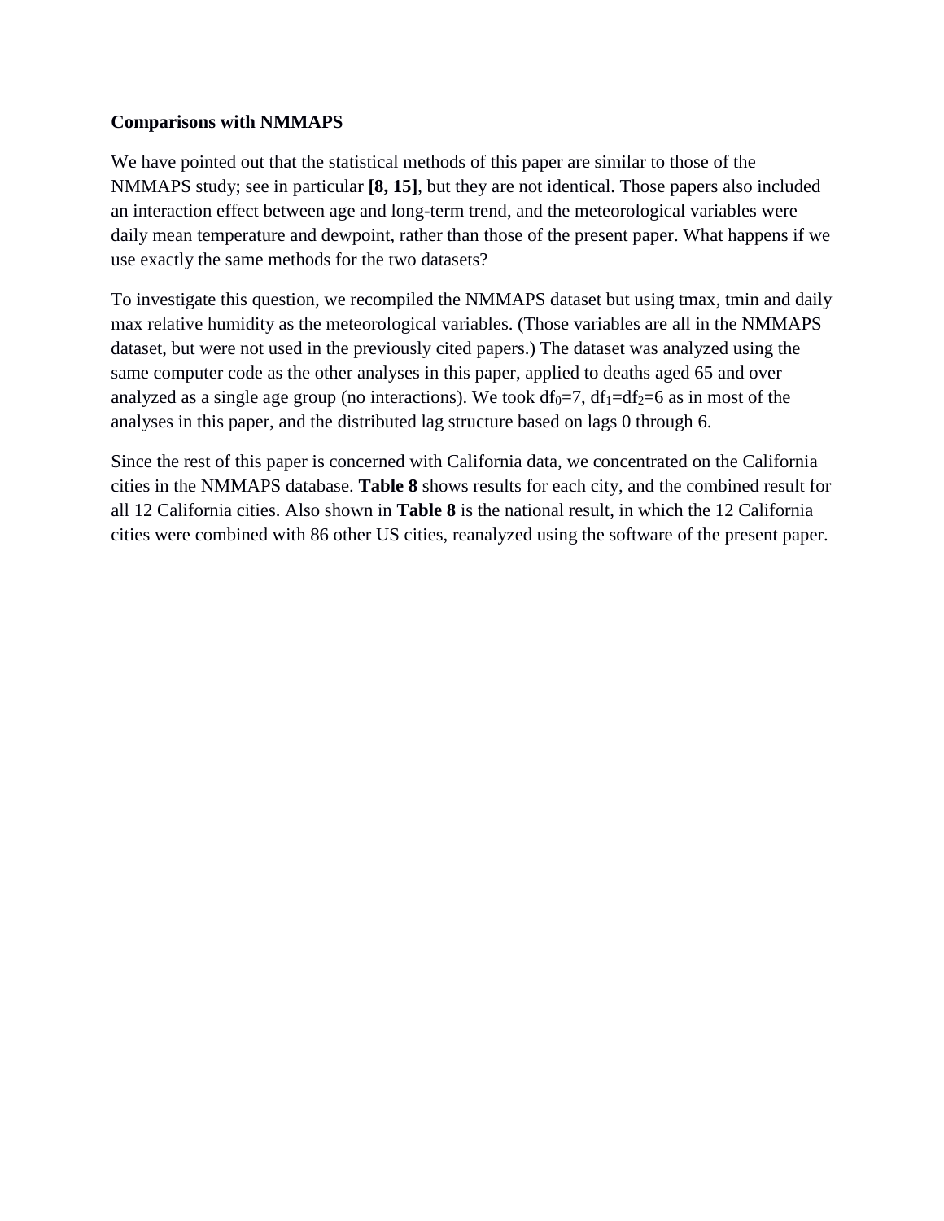**Comparisons with NMMAPS**

We have pointed out that the statistical methods of this paper are similar to those of the NMMAPS study; see in particular **[8, 15]**, but they are not identical. Those papers also included an interaction effect between age and long-term trend, and the meteorological variables were daily mean temperature and dewpoint, rather than those of the present paper. What happens if we use exactly the same methods for the two datasets?

To investigate this question, we recompiled the NMMAPS dataset but using tmax, tmin and daily max relative humidity as the meteorological variables. (Those variables are all in the NMMAPS dataset, but were not used in the previously cited papers.) The dataset was analyzed using the same computer code as the other analyses in this paper, applied to deaths aged 65 and over analyzed as a single age group (no interactions). We took $df_0=7$, $df_1=df_2=6$ as in most of the analyses in this paper, and the distributed lag structure based on lags 0 through 6.

Since the rest of this paper is concerned with California data, we concentrated on the California cities in the NMMAPS database. **Table 8** shows results for each city, and the combined result for all 12 California cities. Also shown in **Table 8** is the national result, in which the 12 California cities were combined with 86 other US cities, reanalyzed using the software of the present paper.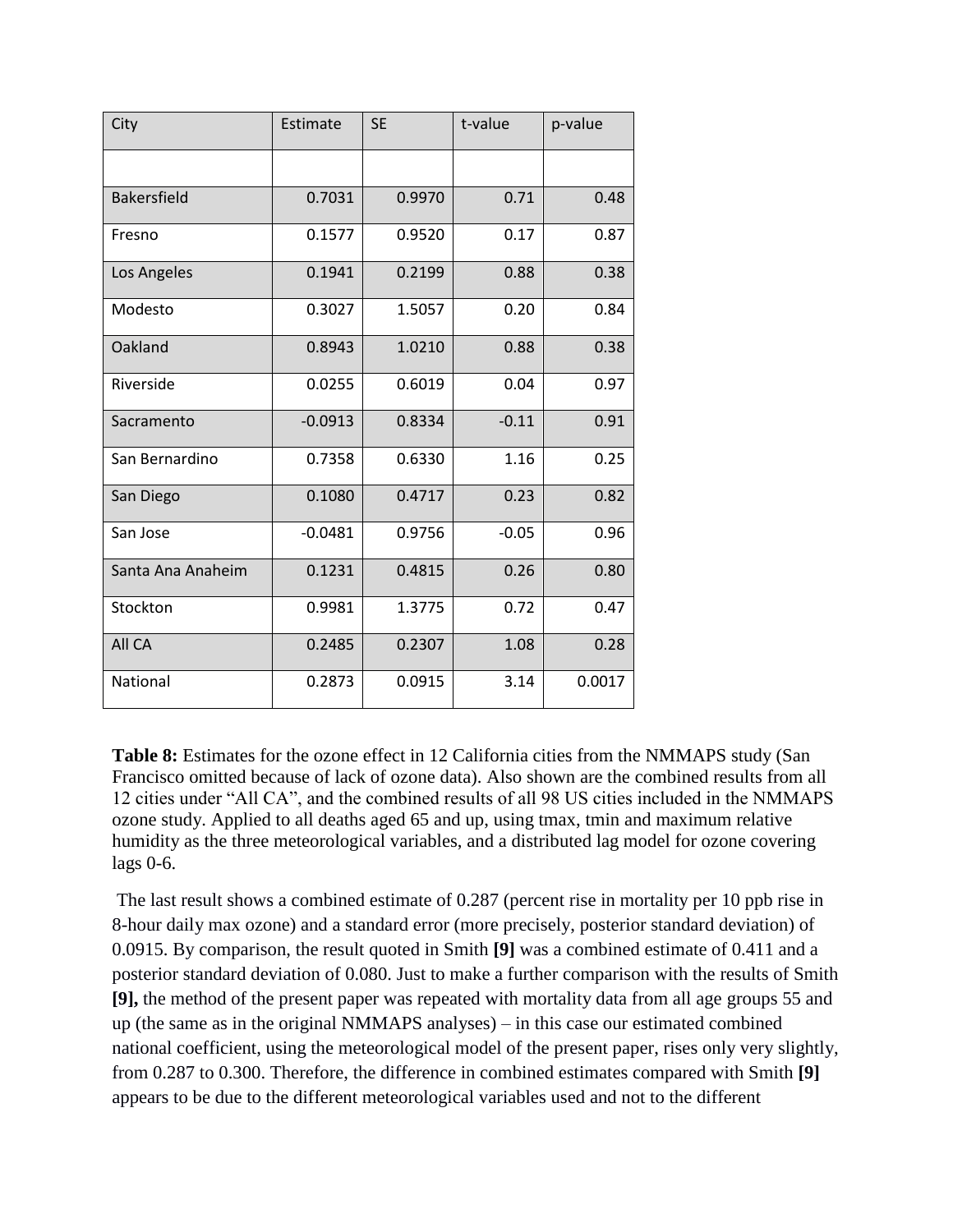| City | Estimate | SE | t-value | p-value |
|---|---|---|---|---|
| | | | | |
| Bakersfield | 0.7031 | 0.9970 | 0.71 | 0.48 |
| Fresno | 0.1577 | 0.9520 | 0.17 | 0.87 |
| Los Angeles | 0.1941 | 0.2199 | 0.88 | 0.38 |
| Modesto | 0.3027 | 1.5057 | 0.20 | 0.84 |
| Oakland | 0.8943 | 1.0210 | 0.88 | 0.38 |
| Riverside | 0.0255 | 0.6019 | 0.04 | 0.97 |
| Sacramento | -0.0913 | 0.8334 | -0.11 | 0.91 |
| San Bernardino | 0.7358 | 0.6330 | 1.16 | 0.25 |
| San Diego | 0.1080 | 0.4717 | 0.23 | 0.82 |
| San Jose | -0.0481 | 0.9756 | -0.05 | 0.96 |
| Santa Ana Anaheim | 0.1231 | 0.4815 | 0.26 | 0.80 |
| Stockton | 0.9981 | 1.3775 | 0.72 | 0.47 |
| All CA | 0.2485 | 0.2307 | 1.08 | 0.28 |
| National | 0.2873 | 0.0915 | 3.14 | 0.0017 |

**Table 8:** Estimates for the ozone effect in 12 California cities from the NMMAPS study (San Francisco omitted because of lack of ozone data). Also shown are the combined results from all 12 cities under "All CA", and the combined results of all 98 US cities included in the NMMAPS ozone study. Applied to all deaths aged 65 and up, using tmax, tmin and maximum relative humidity as the three meteorological variables, and a distributed lag model for ozone covering lags 0-6.

The last result shows a combined estimate of 0.287 (percent rise in mortality per 10 ppb rise in 8-hour daily max ozone) and a standard error (more precisely, posterior standard deviation) of 0.0915. By comparison, the result quoted in Smith **[9]** was a combined estimate of 0.411 and a posterior standard deviation of 0.080. Just to make a further comparison with the results of Smith **[9],** the method of the present paper was repeated with mortality data from all age groups 55 and up (the same as in the original NMMAPS analyses) – in this case our estimated combined national coefficient, using the meteorological model of the present paper, rises only very slightly, from 0.287 to 0.300. Therefore, the difference in combined estimates compared with Smith **[9]** appears to be due to the different meteorological variables used and not to the different